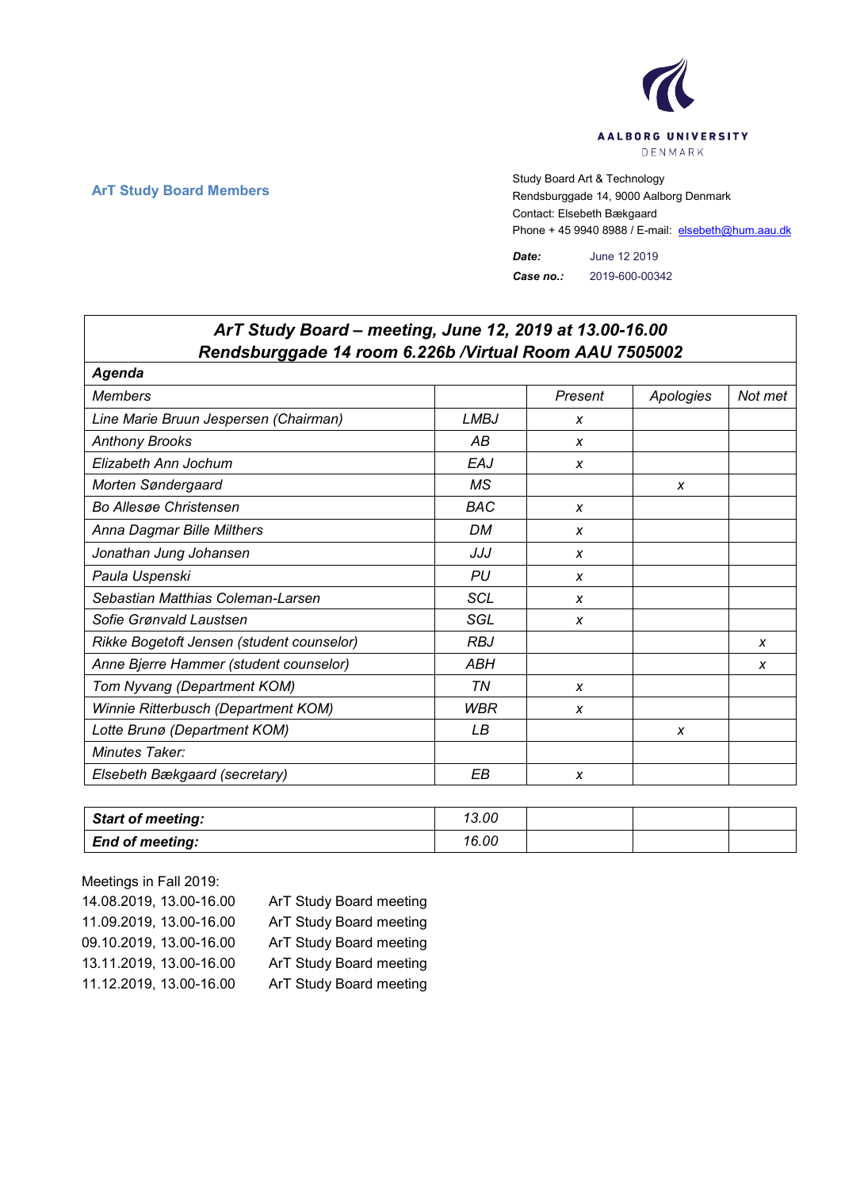AALBORG UNIVERSITY
DENMARK

**ArT Study Board Members**

Study Board Art & Technology
Rendsburggade 14, 9000 Aalborg Denmark
Contact: Elsebeth Bækgaard
Phone + 45 9940 8988 / E-mail: elsebeth@hum.aau.dk

***Date:*** June 12 2019
***Case no.:*** 2019-600-00342

| ***ArT Study Board – meeting, June 12, 2019 at 13.00-16.00 Rendsburggade 14 room 6.226b /Virtual Room AAU 7505002*** | | | | |
|---|---|---|---|---|
| ***Agenda*** | | | | |
| *Members* | | *Present* | *Apologies* | *Not met* |
| *Line Marie Bruun Jespersen (Chairman)* | *LMBJ* | *x* | | |
| *Anthony Brooks* | *AB* | *x* | | |
| *Elizabeth Ann Jochum* | *EAJ* | *x* | | |
| *Morten Søndergaard* | *MS* | | *x* | |
| *Bo Allesøe Christensen* | *BAC* | *x* | | |
| *Anna Dagmar Bille Milthers* | *DM* | *x* | | |
| *Jonathan Jung Johansen* | *JJJ* | *x* | | |
| *Paula Uspenski* | *PU* | *x* | | |
| *Sebastian Matthias Coleman-Larsen* | *SCL* | *x* | | |
| *Sofie Grønvald Laustsen* | *SGL* | *x* | | |
| *Rikke Bogetoft Jensen (student counselor)* | *RBJ* | | | *x* |
| *Anne Bjerre Hammer (student counselor)* | *ABH* | | | *x* |
| *Tom Nyvang (Department KOM)* | *TN* | *x* | | |
| *Winnie Ritterbusch (Department KOM)* | *WBR* | *x* | | |
| *Lotte Brunø (Department KOM)* | *LB* | | *x* | |
| *Minutes Taker:* | | | | |
| *Elsebeth Bækgaard (secretary)* | *EB* | *x* | | |

| ***Start of meeting:*** | *13.00* | | | |
|---|---|---|---|---|
| ***End of meeting:*** | *16.00* | | | |

Meetings in Fall 2019:

14.08.2019, 13.00-16.00 ArT Study Board meeting
11.09.2019, 13.00-16.00 ArT Study Board meeting
09.10.2019, 13.00-16.00 ArT Study Board meeting
13.11.2019, 13.00-16.00 ArT Study Board meeting
11.12.2019, 13.00-16.00 ArT Study Board meeting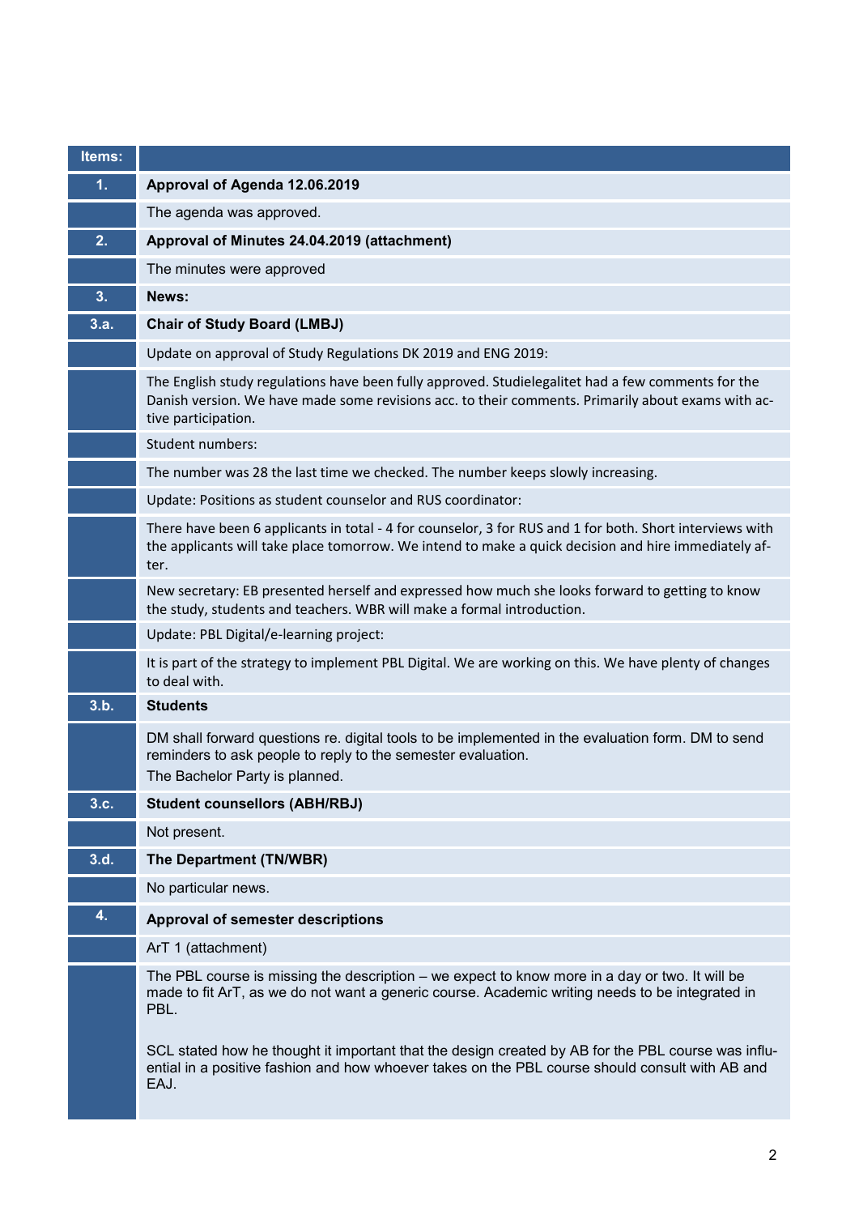| Items: | |
|---|---|
| **1.** | **Approval of Agenda 12.06.2019** |
| | The agenda was approved. |
| **2.** | **Approval of Minutes 24.04.2019 (attachment)** |
| | The minutes were approved |
| **3.** | **News:** |
| **3.a.** | **Chair of Study Board (LMBJ)** |
| | Update on approval of Study Regulations DK 2019 and ENG 2019: |
| | The English study regulations have been fully approved. Studielegalitet had a few comments for the Danish version. We have made some revisions acc. to their comments. Primarily about exams with active participation. |
| | Student numbers: |
| | The number was 28 the last time we checked. The number keeps slowly increasing. |
| | Update: Positions as student counselor and RUS coordinator: |
| | There have been 6 applicants in total - 4 for counselor, 3 for RUS and 1 for both. Short interviews with the applicants will take place tomorrow. We intend to make a quick decision and hire immediately after. |
| | New secretary: EB presented herself and expressed how much she looks forward to getting to know the study, students and teachers. WBR will make a formal introduction. |
| | Update: PBL Digital/e-learning project: |
| | It is part of the strategy to implement PBL Digital. We are working on this. We have plenty of changes to deal with. |
| **3.b.** | **Students** |
| | DM shall forward questions re. digital tools to be implemented in the evaluation form. DM to send reminders to ask people to reply to the semester evaluation.<br>The Bachelor Party is planned. |
| **3.c.** | **Student counsellors (ABH/RBJ)** |
| | Not present. |
| **3.d.** | **The Department (TN/WBR)** |
| | No particular news. |
| **4.** | **Approval of semester descriptions** |
| | ArT 1 (attachment) |
| | The PBL course is missing the description – we expect to know more in a day or two. It will be made to fit ArT, as we do not want a generic course. Academic writing needs to be integrated in PBL.<br><br>SCL stated how he thought it important that the design created by AB for the PBL course was influential in a positive fashion and how whoever takes on the PBL course should consult with AB and EAJ. |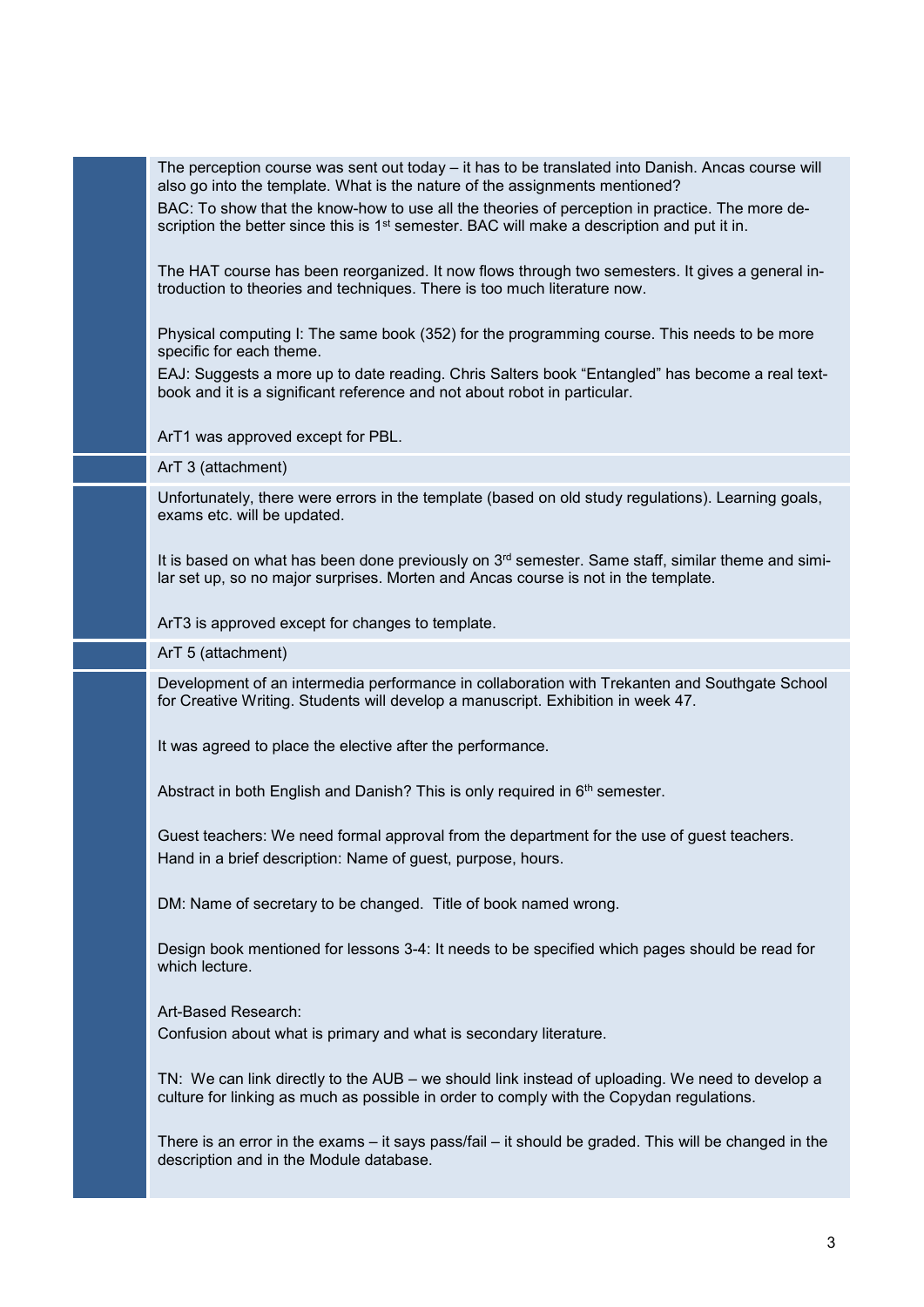The perception course was sent out today – it has to be translated into Danish. Ancas course will also go into the template. What is the nature of the assignments mentioned?

BAC: To show that the know-how to use all the theories of perception in practice. The more description the better since this is 1st semester. BAC will make a description and put it in.

The HAT course has been reorganized. It now flows through two semesters. It gives a general introduction to theories and techniques. There is too much literature now.

Physical computing I: The same book (352) for the programming course. This needs to be more specific for each theme.

EAJ: Suggests a more up to date reading. Chris Salters book "Entangled" has become a real textbook and it is a significant reference and not about robot in particular.

ArT1 was approved except for PBL.

ArT 3 (attachment)

Unfortunately, there were errors in the template (based on old study regulations). Learning goals, exams etc. will be updated.

It is based on what has been done previously on 3rd semester. Same staff, similar theme and similar set up, so no major surprises. Morten and Ancas course is not in the template.

ArT3 is approved except for changes to template.

ArT 5 (attachment)

Development of an intermedia performance in collaboration with Trekanten and Southgate School for Creative Writing. Students will develop a manuscript. Exhibition in week 47.

It was agreed to place the elective after the performance.

Abstract in both English and Danish? This is only required in 6th semester.

Guest teachers: We need formal approval from the department for the use of guest teachers. Hand in a brief description: Name of guest, purpose, hours.

DM: Name of secretary to be changed. Title of book named wrong.

Design book mentioned for lessons 3-4: It needs to be specified which pages should be read for which lecture.

Art-Based Research:
Confusion about what is primary and what is secondary literature.

TN: We can link directly to the AUB – we should link instead of uploading. We need to develop a culture for linking as much as possible in order to comply with the Copydan regulations.

There is an error in the exams – it says pass/fail – it should be graded. This will be changed in the description and in the Module database.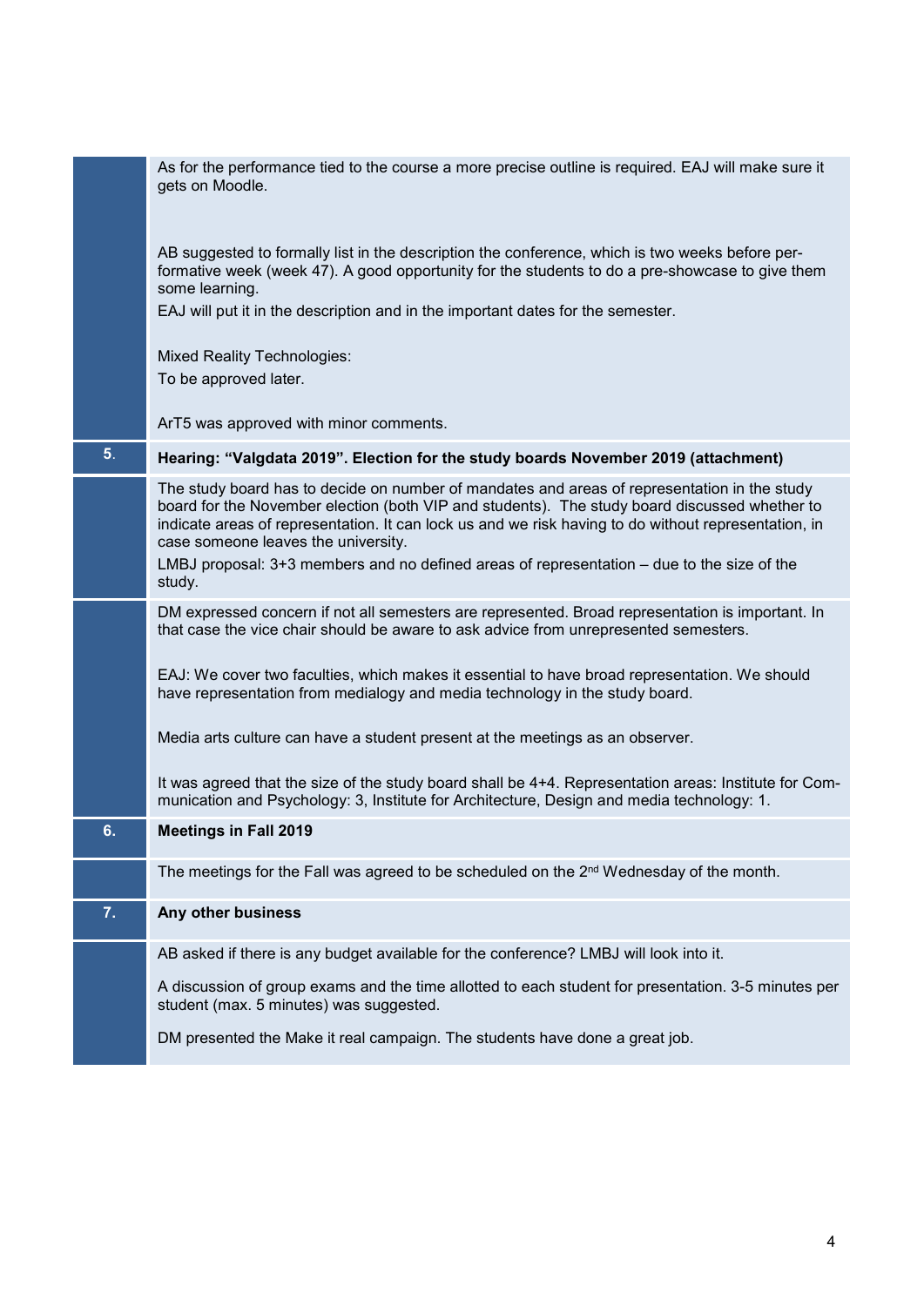As for the performance tied to the course a more precise outline is required. EAJ will make sure it gets on Moodle.

AB suggested to formally list in the description the conference, which is two weeks before performative week (week 47). A good opportunity for the students to do a pre-showcase to give them some learning.

EAJ will put it in the description and in the important dates for the semester.

Mixed Reality Technologies:

To be approved later.

ArT5 was approved with minor comments.

## 5. Hearing: "Valgdata 2019". Election for the study boards November 2019 (attachment)

The study board has to decide on number of mandates and areas of representation in the study board for the November election (both VIP and students). The study board discussed whether to indicate areas of representation. It can lock us and we risk having to do without representation, in case someone leaves the university.

LMBJ proposal: 3+3 members and no defined areas of representation – due to the size of the study.

DM expressed concern if not all semesters are represented. Broad representation is important. In that case the vice chair should be aware to ask advice from unrepresented semesters.

EAJ: We cover two faculties, which makes it essential to have broad representation. We should have representation from medialogy and media technology in the study board.

Media arts culture can have a student present at the meetings as an observer.

It was agreed that the size of the study board shall be 4+4. Representation areas: Institute for Communication and Psychology: 3, Institute for Architecture, Design and media technology: 1.

## 6. Meetings in Fall 2019

The meetings for the Fall was agreed to be scheduled on the 2nd Wednesday of the month.

## 7. Any other business

AB asked if there is any budget available for the conference? LMBJ will look into it.

A discussion of group exams and the time allotted to each student for presentation. 3-5 minutes per student (max. 5 minutes) was suggested.

DM presented the Make it real campaign. The students have done a great job.